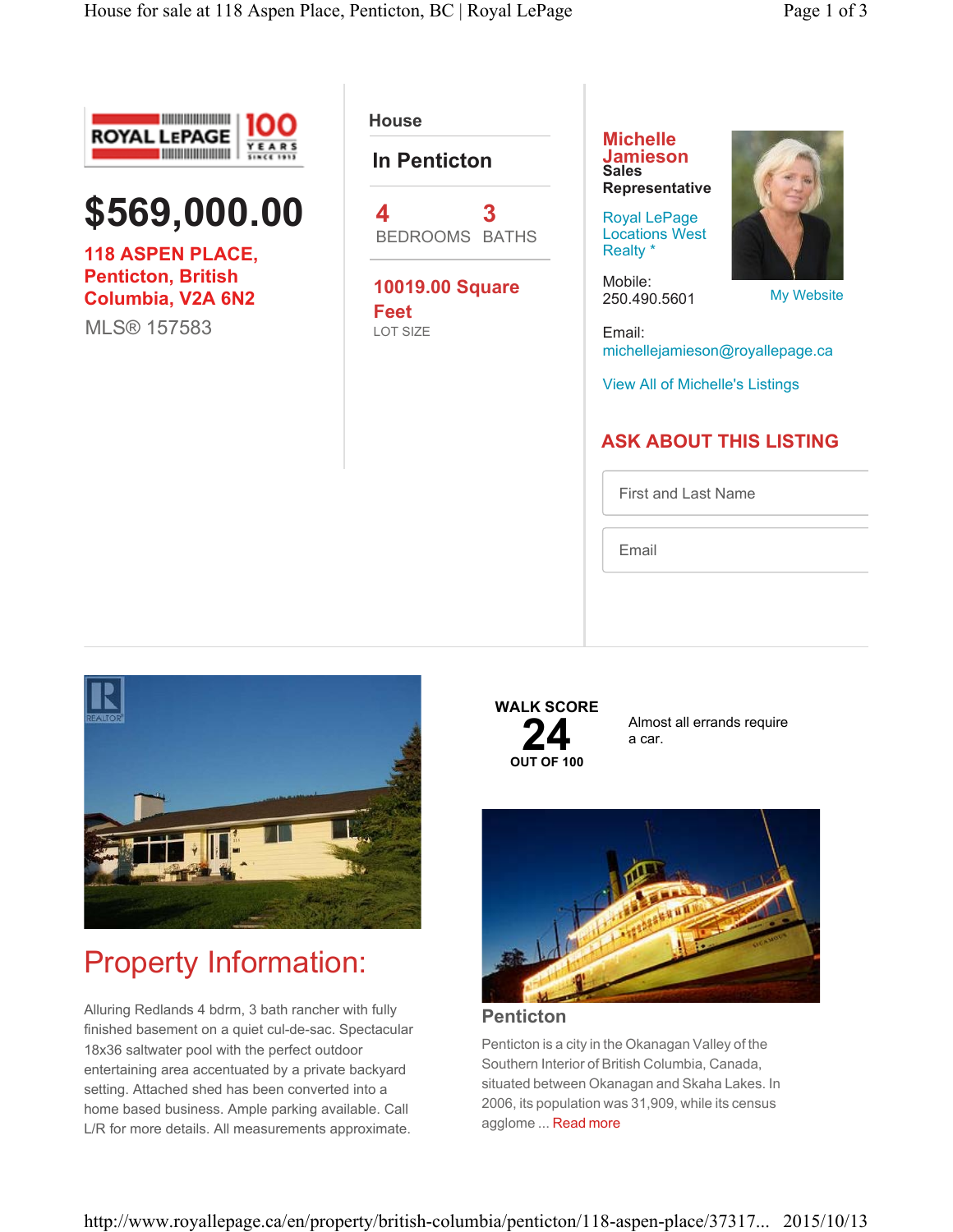ROYAL LEPAGE 100 YEARS SINCE 1913

# $569,000.00

**118 ASPEN PLACE, Penticton, British Columbia, V2A 6N2**

MLS® 157583

House

**In Penticton**

**4** BEDROOMS

**3** BATHS

**10019.00 Square Feet**
LOT SIZE

**Michelle Jamieson**
**Sales Representative**

Royal LePage Locations West Realty *

Mobile:
250.490.5601

My Website

Email:
michellejamieson@royallepage.ca

View All of Michelle's Listings

## ASK ABOUT THIS LISTING

First and Last Name

Email

## Property Information:

Alluring Redlands 4 bdrm, 3 bath rancher with fully finished basement on a quiet cul-de-sac. Spectacular 18x36 saltwater pool with the perfect outdoor entertaining area accentuated by a private backyard setting. Attached shed has been converted into a home based business. Ample parking available. Call L/R for more details. All measurements approximate.

**WALK SCORE**
**24**
**OUT OF 100**

Almost all errands require a car.

### Penticton

Penticton is a city in the Okanagan Valley of the Southern Interior of British Columbia, Canada, situated between Okanagan and Skaha Lakes. In 2006, its population was 31,909, while its census agglome ... Read more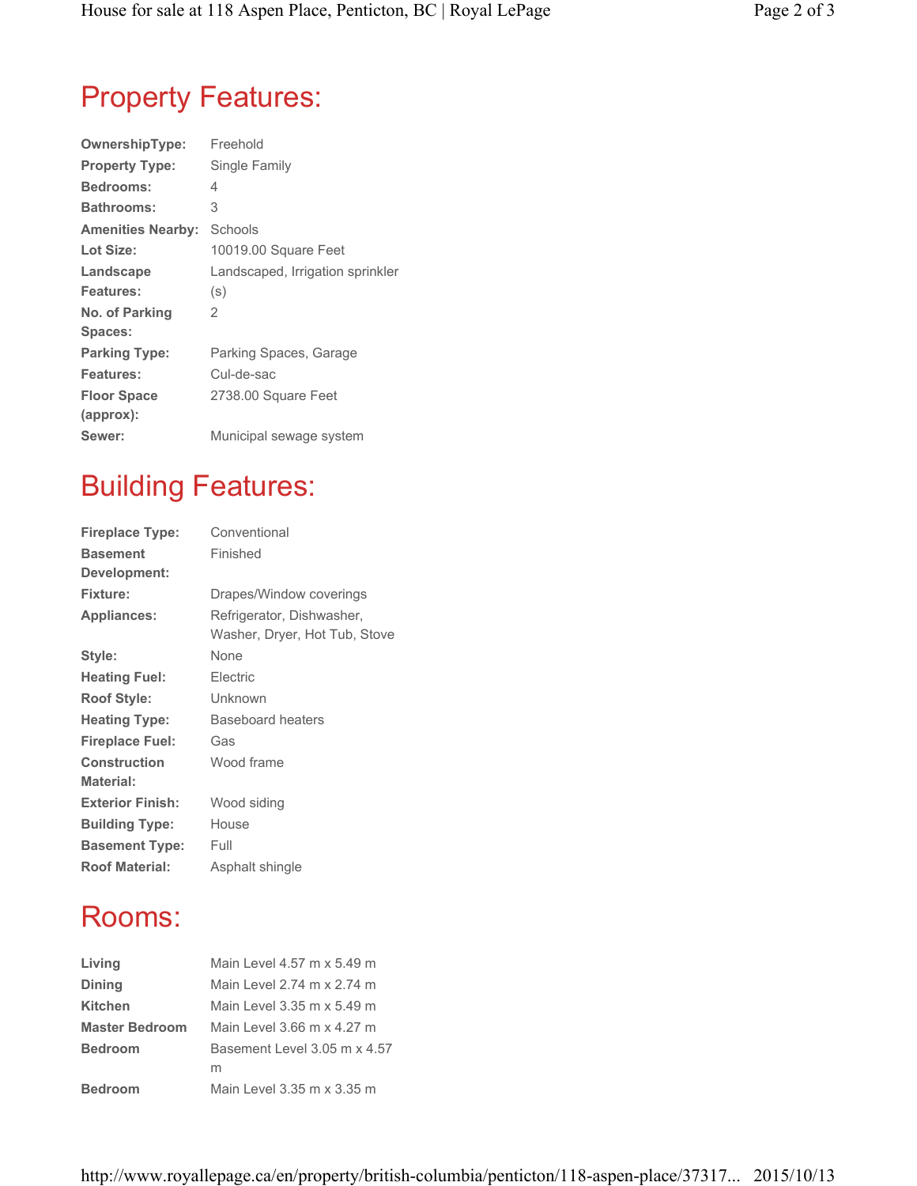## Property Features:

| | |
|---|---|
| **OwnershipType:** | Freehold |
| **Property Type:** | Single Family |
| **Bedrooms:** | 4 |
| **Bathrooms:** | 3 |
| **Amenities Nearby:** | Schools |
| **Lot Size:** | 10019.00 Square Feet |
| **Landscape Features:** | Landscaped, Irrigation sprinkler (s) |
| **No. of Parking Spaces:** | 2 |
| **Parking Type:** | Parking Spaces, Garage |
| **Features:** | Cul-de-sac |
| **Floor Space (approx):** | 2738.00 Square Feet |
| **Sewer:** | Municipal sewage system |

## Building Features:

| | |
|---|---|
| **Fireplace Type:** | Conventional |
| **Basement Development:** | Finished |
| **Fixture:** | Drapes/Window coverings |
| **Appliances:** | Refrigerator, Dishwasher, Washer, Dryer, Hot Tub, Stove |
| **Style:** | None |
| **Heating Fuel:** | Electric |
| **Roof Style:** | Unknown |
| **Heating Type:** | Baseboard heaters |
| **Fireplace Fuel:** | Gas |
| **Construction Material:** | Wood frame |
| **Exterior Finish:** | Wood siding |
| **Building Type:** | House |
| **Basement Type:** | Full |
| **Roof Material:** | Asphalt shingle |

## Rooms:

| | |
|---|---|
| **Living** | Main Level 4.57 m x 5.49 m |
| **Dining** | Main Level 2.74 m x 2.74 m |
| **Kitchen** | Main Level 3.35 m x 5.49 m |
| **Master Bedroom** | Main Level 3.66 m x 4.27 m |
| **Bedroom** | Basement Level 3.05 m x 4.57 m |
| **Bedroom** | Main Level 3.35 m x 3.35 m |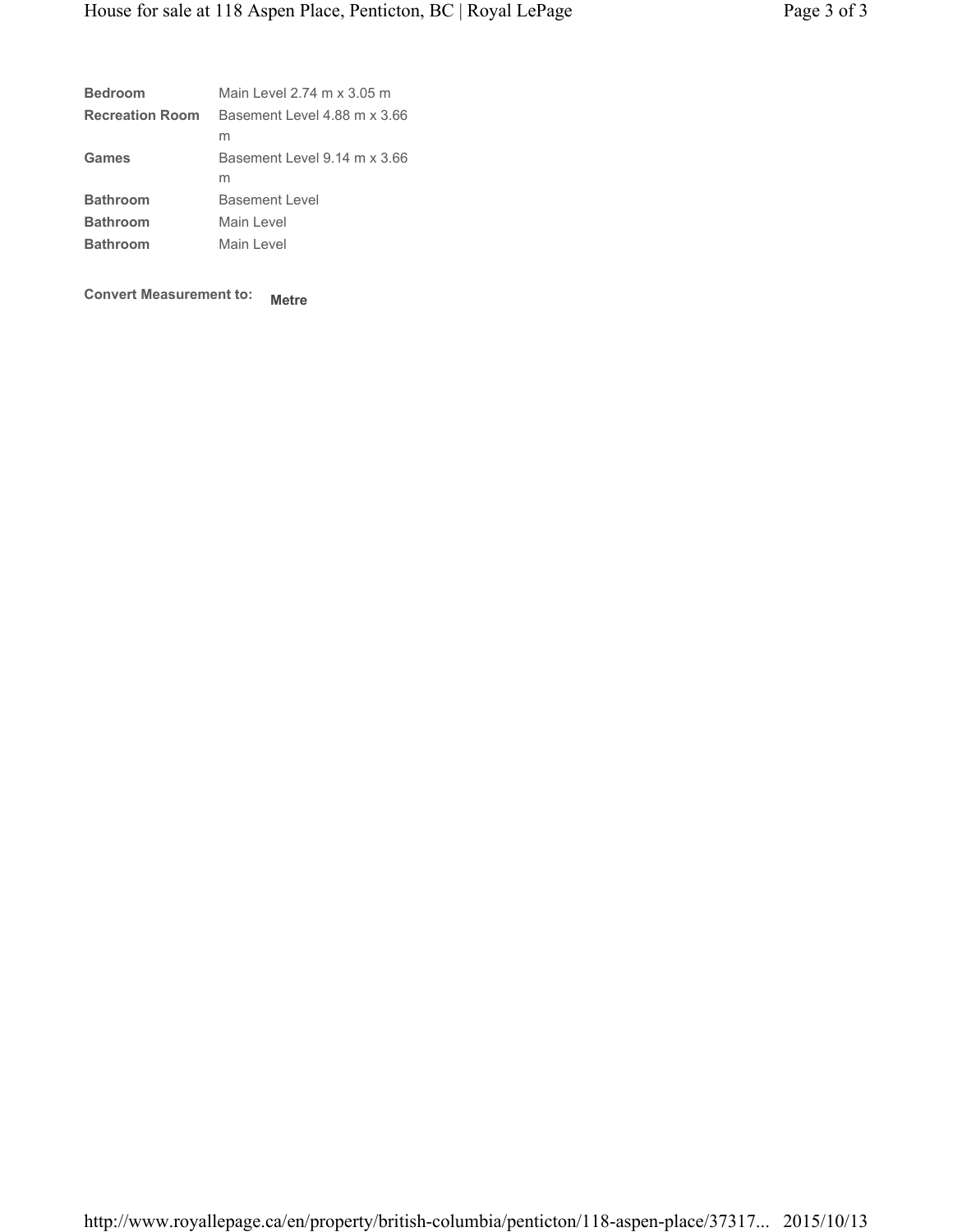| | |
|---|---|
| **Bedroom** | Main Level 2.74 m x 3.05 m |
| **Recreation Room** | Basement Level 4.88 m x 3.66 m |
| **Games** | Basement Level 9.14 m x 3.66 m |
| **Bathroom** | Basement Level |
| **Bathroom** | Main Level |
| **Bathroom** | Main Level |

**Convert Measurement to:** **Metre**